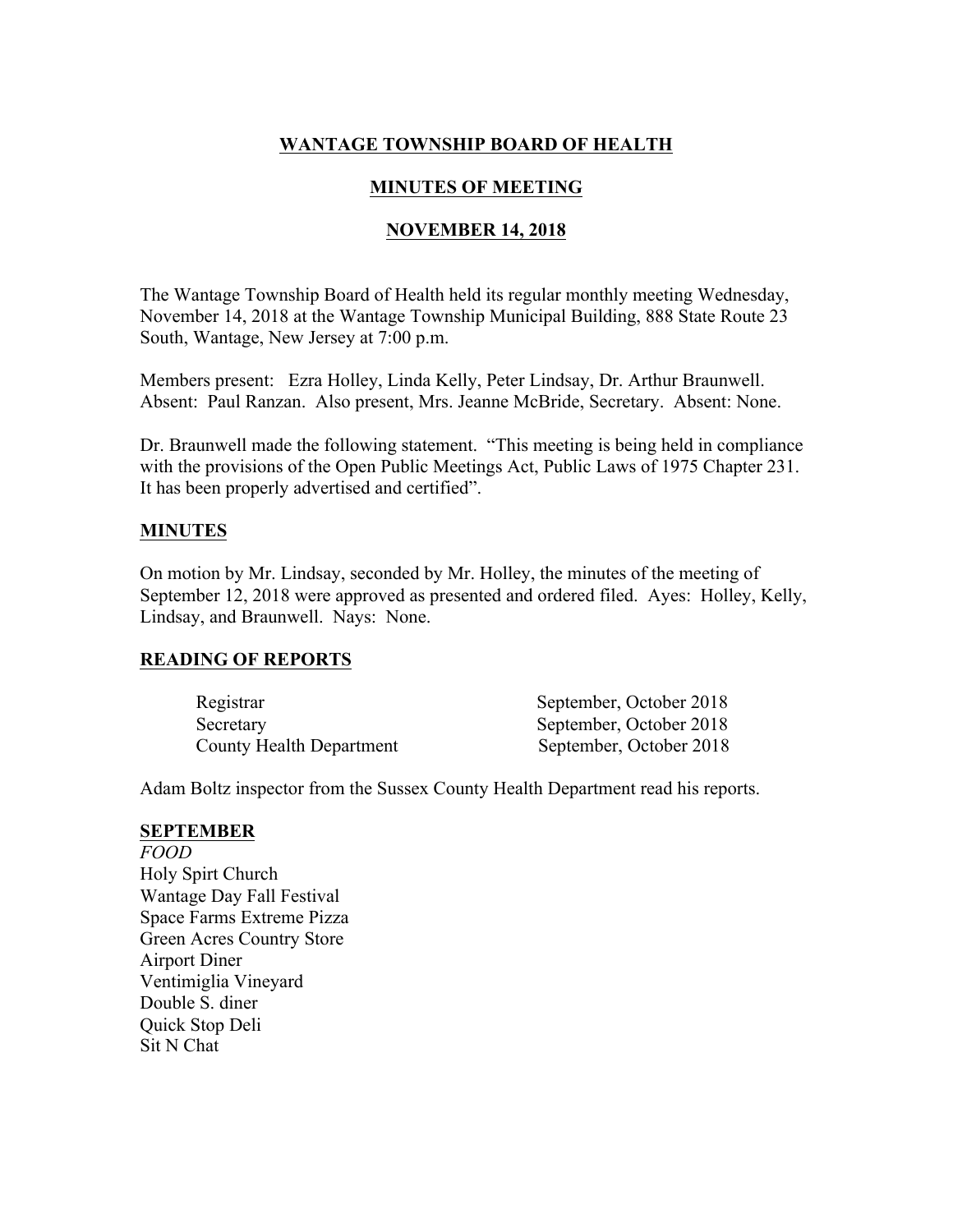**WANTAGE TOWNSHIP BOARD OF HEALTH**

**MINUTES OF MEETING**

**NOVEMBER 14, 2018**

The Wantage Township Board of Health held its regular monthly meeting Wednesday, November 14, 2018 at the Wantage Township Municipal Building, 888 State Route 23 South, Wantage, New Jersey at 7:00 p.m.

Members present: Ezra Holley, Linda Kelly, Peter Lindsay, Dr. Arthur Braunwell. Absent: Paul Ranzan. Also present, Mrs. Jeanne McBride, Secretary. Absent: None.

Dr. Braunwell made the following statement. "This meeting is being held in compliance with the provisions of the Open Public Meetings Act, Public Laws of 1975 Chapter 231. It has been properly advertised and certified".

**MINUTES**

On motion by Mr. Lindsay, seconded by Mr. Holley, the minutes of the meeting of September 12, 2018 were approved as presented and ordered filed. Ayes: Holley, Kelly, Lindsay, and Braunwell. Nays: None.

**READING OF REPORTS**

| | |
|---|---|
| Registrar | September, October 2018 |
| Secretary | September, October 2018 |
| County Health Department | September, October 2018 |

Adam Boltz inspector from the Sussex County Health Department read his reports.

**SEPTEMBER**

*FOOD*

Holy Spirt Church
Wantage Day Fall Festival
Space Farms Extreme Pizza
Green Acres Country Store
Airport Diner
Ventimiglia Vineyard
Double S. diner
Quick Stop Deli
Sit N Chat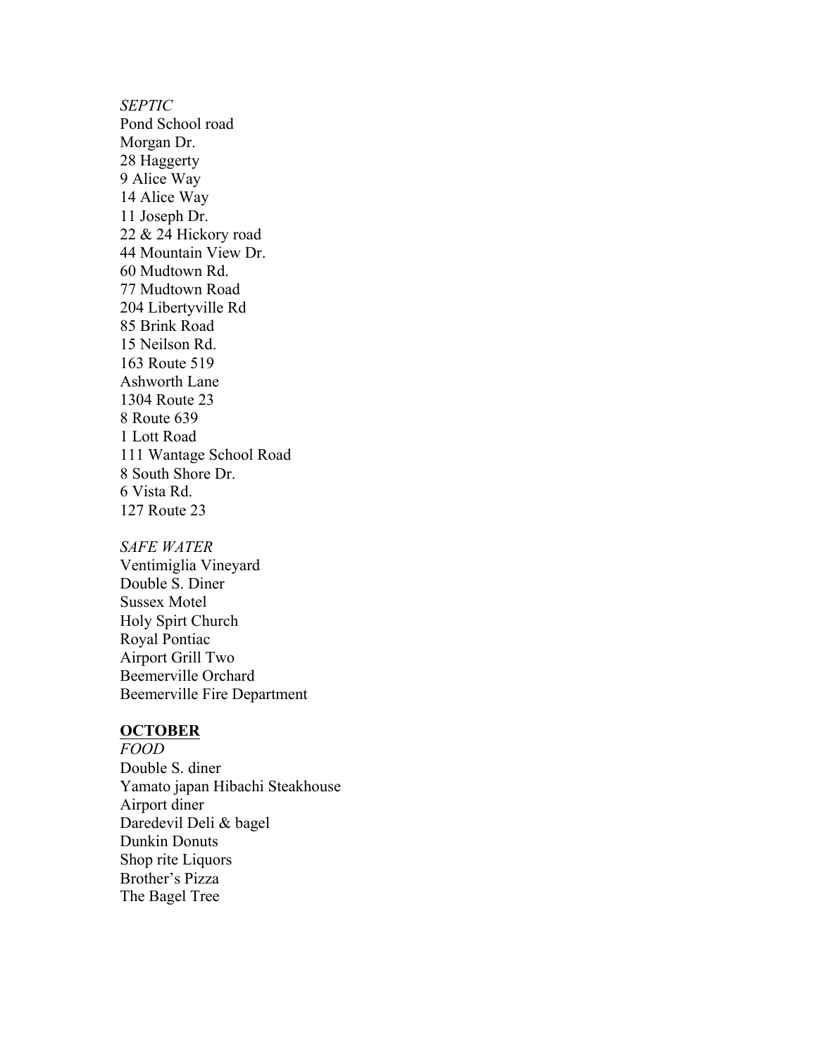*SEPTIC*
Pond School road
Morgan Dr.
28 Haggerty
9 Alice Way
14 Alice Way
11 Joseph Dr.
22 & 24 Hickory road
44 Mountain View Dr.
60 Mudtown Rd.
77 Mudtown Road
204 Libertyville Rd
85 Brink Road
15 Neilson Rd.
163 Route 519
Ashworth Lane
1304 Route 23
8 Route 639
1 Lott Road
111 Wantage School Road
8 South Shore Dr.
6 Vista Rd.
127 Route 23

*SAFE WATER*
Ventimiglia Vineyard
Double S. Diner
Sussex Motel
Holy Spirt Church
Royal Pontiac
Airport Grill Two
Beemerville Orchard
Beemerville Fire Department

## OCTOBER

*FOOD*
Double S. diner
Yamato japan Hibachi Steakhouse
Airport diner
Daredevil Deli & bagel
Dunkin Donuts
Shop rite Liquors
Brother's Pizza
The Bagel Tree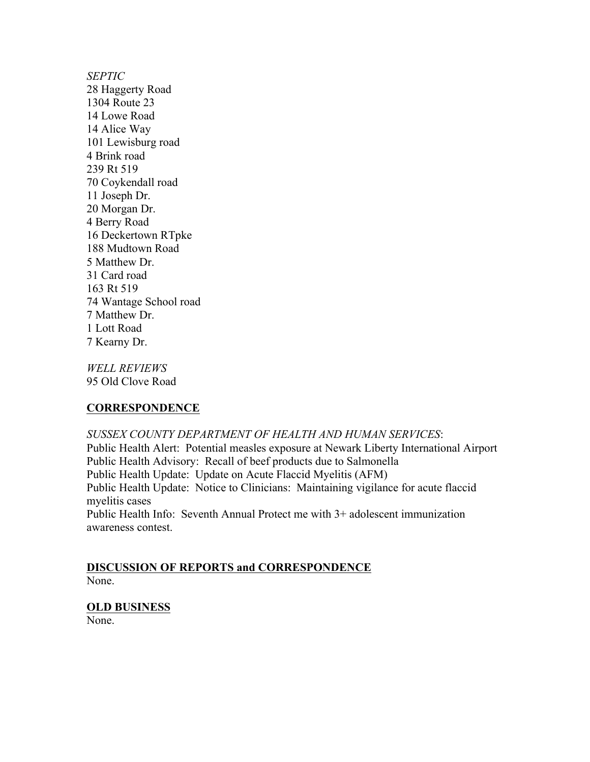*SEPTIC*
28 Haggerty Road
1304 Route 23
14 Lowe Road
14 Alice Way
101 Lewisburg road
4 Brink road
239 Rt 519
70 Coykendall road
11 Joseph Dr.
20 Morgan Dr.
4 Berry Road
16 Deckertown RTpke
188 Mudtown Road
5 Matthew Dr.
31 Card road
163 Rt 519
74 Wantage School road
7 Matthew Dr.
1 Lott Road
7 Kearny Dr.

*WELL REVIEWS*
95 Old Clove Road

**<u>CORRESPONDENCE</u>**

*SUSSEX COUNTY DEPARTMENT OF HEALTH AND HUMAN SERVICES*:
Public Health Alert: Potential measles exposure at Newark Liberty International Airport
Public Health Advisory: Recall of beef products due to Salmonella
Public Health Update: Update on Acute Flaccid Myelitis (AFM)
Public Health Update: Notice to Clinicians: Maintaining vigilance for acute flaccid myelitis cases
Public Health Info: Seventh Annual Protect me with 3+ adolescent immunization awareness contest.

**<u>DISCUSSION OF REPORTS and CORRESPONDENCE</u>**
None.

**<u>OLD BUSINESS</u>**
None.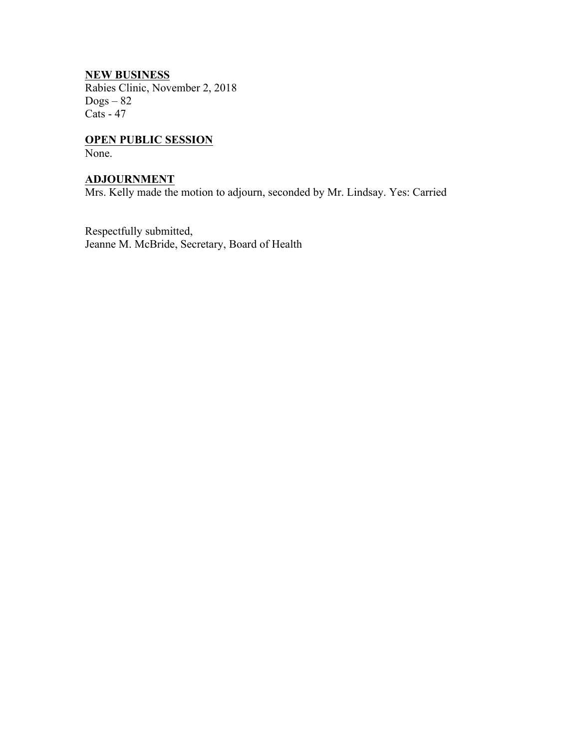**NEW BUSINESS**

Rabies Clinic, November 2, 2018
Dogs – 82
Cats - 47

**OPEN PUBLIC SESSION**

None.

**ADJOURNMENT**

Mrs. Kelly made the motion to adjourn, seconded by Mr. Lindsay. Yes: Carried

Respectfully submitted,
Jeanne M. McBride, Secretary, Board of Health